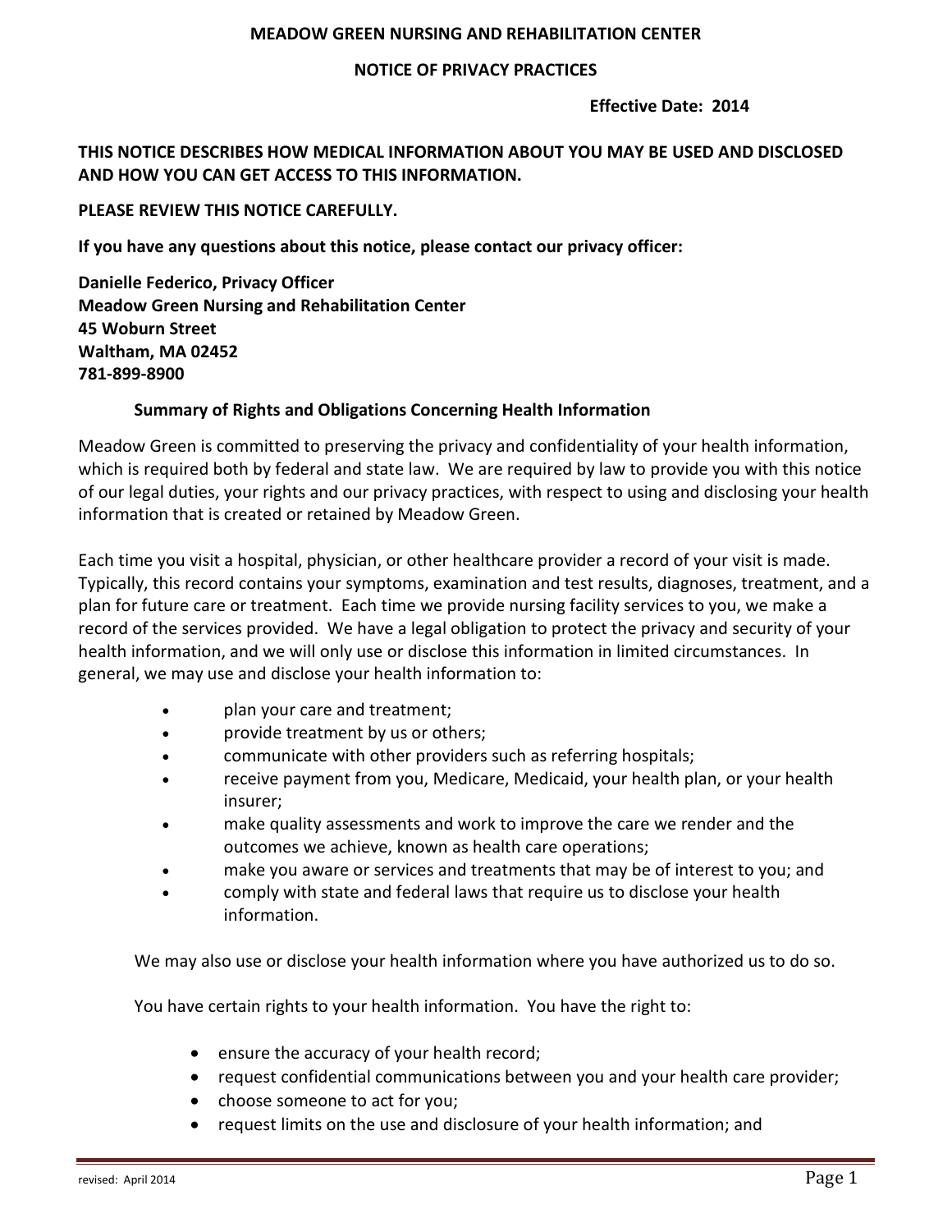# MEADOW GREEN NURSING AND REHABILITATION CENTER

## NOTICE OF PRIVACY PRACTICES

**Effective Date: 2014**

**THIS NOTICE DESCRIBES HOW MEDICAL INFORMATION ABOUT YOU MAY BE USED AND DISCLOSED AND HOW YOU CAN GET ACCESS TO THIS INFORMATION.**

**PLEASE REVIEW THIS NOTICE CAREFULLY.**

**If you have any questions about this notice, please contact our privacy officer:**

**Danielle Federico, Privacy Officer**
**Meadow Green Nursing and Rehabilitation Center**
**45 Woburn Street**
**Waltham, MA 02452**
**781-899-8900**

### Summary of Rights and Obligations Concerning Health Information

Meadow Green is committed to preserving the privacy and confidentiality of your health information, which is required both by federal and state law. We are required by law to provide you with this notice of our legal duties, your rights and our privacy practices, with respect to using and disclosing your health information that is created or retained by Meadow Green.

Each time you visit a hospital, physician, or other healthcare provider a record of your visit is made. Typically, this record contains your symptoms, examination and test results, diagnoses, treatment, and a plan for future care or treatment. Each time we provide nursing facility services to you, we make a record of the services provided. We have a legal obligation to protect the privacy and security of your health information, and we will only use or disclose this information in limited circumstances. In general, we may use and disclose your health information to:

- plan your care and treatment;
- provide treatment by us or others;
- communicate with other providers such as referring hospitals;
- receive payment from you, Medicare, Medicaid, your health plan, or your health insurer;
- make quality assessments and work to improve the care we render and the outcomes we achieve, known as health care operations;
- make you aware or services and treatments that may be of interest to you; and
- comply with state and federal laws that require us to disclose your health information.

We may also use or disclose your health information where you have authorized us to do so.

You have certain rights to your health information. You have the right to:

- ensure the accuracy of your health record;
- request confidential communications between you and your health care provider;
- choose someone to act for you;
- request limits on the use and disclosure of your health information; and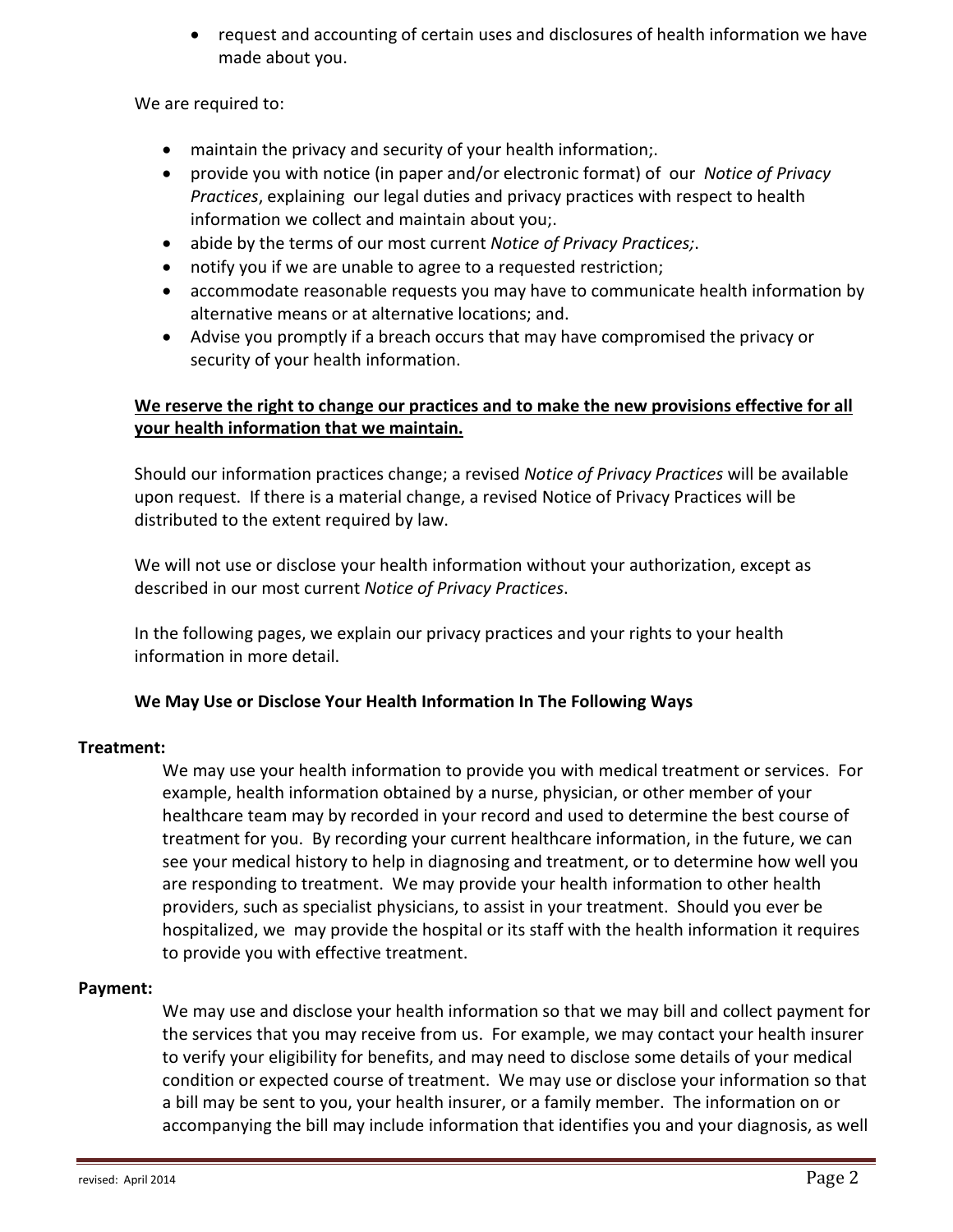- request and accounting of certain uses and disclosures of health information we have made about you.

We are required to:

- maintain the privacy and security of your health information;.
- provide you with notice (in paper and/or electronic format) of our *Notice of Privacy Practices*, explaining our legal duties and privacy practices with respect to health information we collect and maintain about you;.
- abide by the terms of our most current *Notice of Privacy Practices;*.
- notify you if we are unable to agree to a requested restriction;
- accommodate reasonable requests you may have to communicate health information by alternative means or at alternative locations; and.
- Advise you promptly if a breach occurs that may have compromised the privacy or security of your health information.

**<u>We reserve the right to change our practices and to make the new provisions effective for all your health information that we maintain.</u>**

Should our information practices change; a revised *Notice of Privacy Practices* will be available upon request. If there is a material change, a revised Notice of Privacy Practices will be distributed to the extent required by law.

We will not use or disclose your health information without your authorization, except as described in our most current *Notice of Privacy Practices*.

In the following pages, we explain our privacy practices and your rights to your health information in more detail.

### We May Use or Disclose Your Health Information In The Following Ways

**Treatment:**

We may use your health information to provide you with medical treatment or services. For example, health information obtained by a nurse, physician, or other member of your healthcare team may by recorded in your record and used to determine the best course of treatment for you. By recording your current healthcare information, in the future, we can see your medical history to help in diagnosing and treatment, or to determine how well you are responding to treatment. We may provide your health information to other health providers, such as specialist physicians, to assist in your treatment. Should you ever be hospitalized, we may provide the hospital or its staff with the health information it requires to provide you with effective treatment.

**Payment:**

We may use and disclose your health information so that we may bill and collect payment for the services that you may receive from us. For example, we may contact your health insurer to verify your eligibility for benefits, and may need to disclose some details of your medical condition or expected course of treatment. We may use or disclose your information so that a bill may be sent to you, your health insurer, or a family member. The information on or accompanying the bill may include information that identifies you and your diagnosis, as well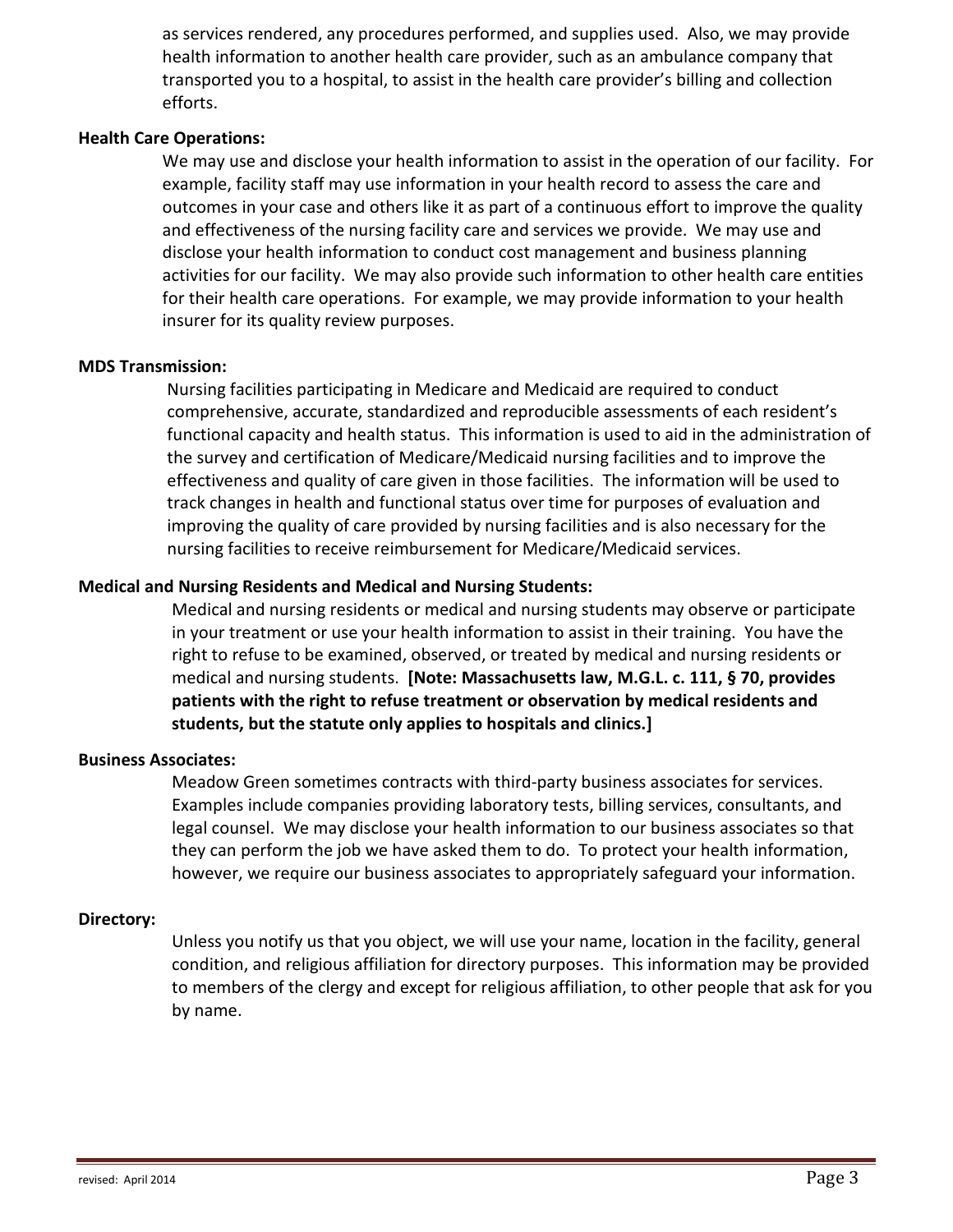as services rendered, any procedures performed, and supplies used. Also, we may provide health information to another health care provider, such as an ambulance company that transported you to a hospital, to assist in the health care provider's billing and collection efforts.

**Health Care Operations:**

We may use and disclose your health information to assist in the operation of our facility. For example, facility staff may use information in your health record to assess the care and outcomes in your case and others like it as part of a continuous effort to improve the quality and effectiveness of the nursing facility care and services we provide. We may use and disclose your health information to conduct cost management and business planning activities for our facility. We may also provide such information to other health care entities for their health care operations. For example, we may provide information to your health insurer for its quality review purposes.

**MDS Transmission:**

Nursing facilities participating in Medicare and Medicaid are required to conduct comprehensive, accurate, standardized and reproducible assessments of each resident's functional capacity and health status. This information is used to aid in the administration of the survey and certification of Medicare/Medicaid nursing facilities and to improve the effectiveness and quality of care given in those facilities. The information will be used to track changes in health and functional status over time for purposes of evaluation and improving the quality of care provided by nursing facilities and is also necessary for the nursing facilities to receive reimbursement for Medicare/Medicaid services.

**Medical and Nursing Residents and Medical and Nursing Students:**

Medical and nursing residents or medical and nursing students may observe or participate in your treatment or use your health information to assist in their training. You have the right to refuse to be examined, observed, or treated by medical and nursing residents or medical and nursing students. **[Note: Massachusetts law, M.G.L. c. 111, § 70, provides patients with the right to refuse treatment or observation by medical residents and students, but the statute only applies to hospitals and clinics.]**

**Business Associates:**

Meadow Green sometimes contracts with third-party business associates for services. Examples include companies providing laboratory tests, billing services, consultants, and legal counsel. We may disclose your health information to our business associates so that they can perform the job we have asked them to do. To protect your health information, however, we require our business associates to appropriately safeguard your information.

**Directory:**

Unless you notify us that you object, we will use your name, location in the facility, general condition, and religious affiliation for directory purposes. This information may be provided to members of the clergy and except for religious affiliation, to other people that ask for you by name.

revised: April 2014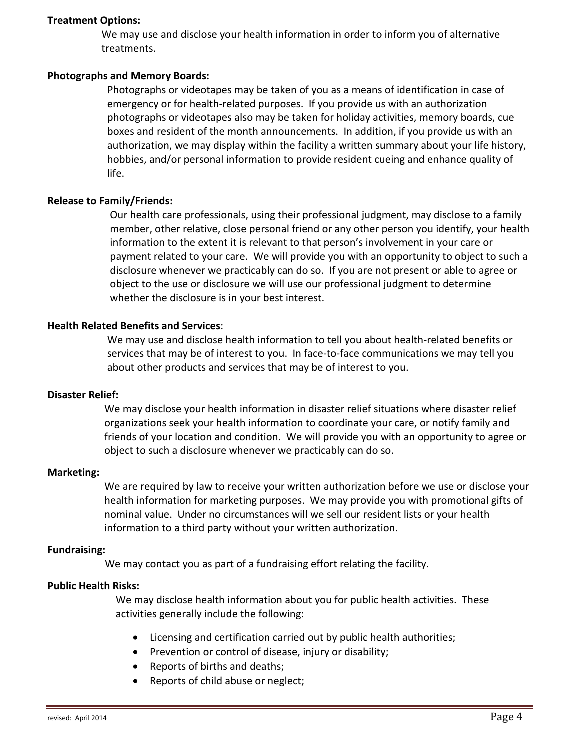**Treatment Options:**

We may use and disclose your health information in order to inform you of alternative treatments.

**Photographs and Memory Boards:**

Photographs or videotapes may be taken of you as a means of identification in case of emergency or for health-related purposes. If you provide us with an authorization photographs or videotapes also may be taken for holiday activities, memory boards, cue boxes and resident of the month announcements. In addition, if you provide us with an authorization, we may display within the facility a written summary about your life history, hobbies, and/or personal information to provide resident cueing and enhance quality of life.

**Release to Family/Friends:**

Our health care professionals, using their professional judgment, may disclose to a family member, other relative, close personal friend or any other person you identify, your health information to the extent it is relevant to that person's involvement in your care or payment related to your care. We will provide you with an opportunity to object to such a disclosure whenever we practicably can do so. If you are not present or able to agree or object to the use or disclosure we will use our professional judgment to determine whether the disclosure is in your best interest.

**Health Related Benefits and Services**:

We may use and disclose health information to tell you about health-related benefits or services that may be of interest to you. In face-to-face communications we may tell you about other products and services that may be of interest to you.

**Disaster Relief:**

We may disclose your health information in disaster relief situations where disaster relief organizations seek your health information to coordinate your care, or notify family and friends of your location and condition. We will provide you with an opportunity to agree or object to such a disclosure whenever we practicably can do so.

**Marketing:**

We are required by law to receive your written authorization before we use or disclose your health information for marketing purposes. We may provide you with promotional gifts of nominal value. Under no circumstances will we sell our resident lists or your health information to a third party without your written authorization.

**Fundraising:**

We may contact you as part of a fundraising effort relating the facility.

**Public Health Risks:**

We may disclose health information about you for public health activities. These activities generally include the following:

- Licensing and certification carried out by public health authorities;
- Prevention or control of disease, injury or disability;
- Reports of births and deaths;
- Reports of child abuse or neglect;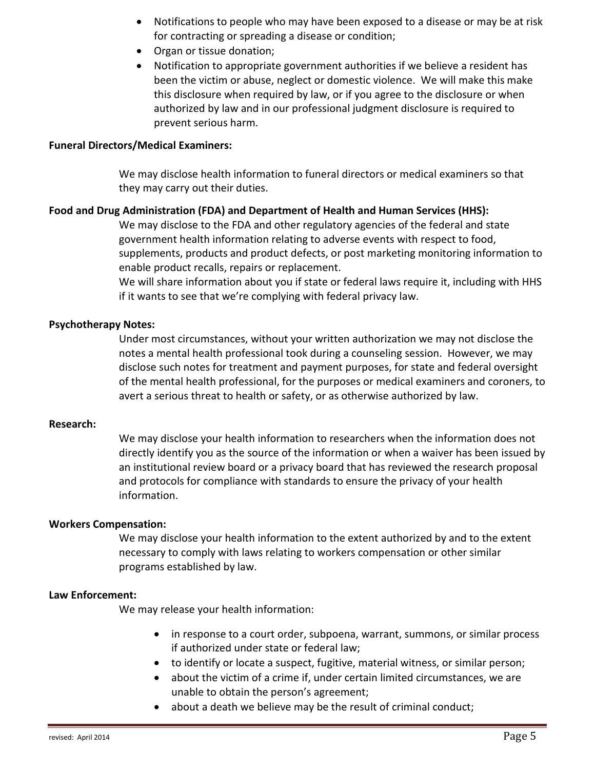- Notifications to people who may have been exposed to a disease or may be at risk for contracting or spreading a disease or condition;
- Organ or tissue donation;
- Notification to appropriate government authorities if we believe a resident has been the victim or abuse, neglect or domestic violence. We will make this make this disclosure when required by law, or if you agree to the disclosure or when authorized by law and in our professional judgment disclosure is required to prevent serious harm.

**Funeral Directors/Medical Examiners:**

We may disclose health information to funeral directors or medical examiners so that they may carry out their duties.

**Food and Drug Administration (FDA) and Department of Health and Human Services (HHS):**

We may disclose to the FDA and other regulatory agencies of the federal and state government health information relating to adverse events with respect to food, supplements, products and product defects, or post marketing monitoring information to enable product recalls, repairs or replacement.

We will share information about you if state or federal laws require it, including with HHS if it wants to see that we're complying with federal privacy law.

**Psychotherapy Notes:**

Under most circumstances, without your written authorization we may not disclose the notes a mental health professional took during a counseling session. However, we may disclose such notes for treatment and payment purposes, for state and federal oversight of the mental health professional, for the purposes or medical examiners and coroners, to avert a serious threat to health or safety, or as otherwise authorized by law.

**Research:**

We may disclose your health information to researchers when the information does not directly identify you as the source of the information or when a waiver has been issued by an institutional review board or a privacy board that has reviewed the research proposal and protocols for compliance with standards to ensure the privacy of your health information.

**Workers Compensation:**

We may disclose your health information to the extent authorized by and to the extent necessary to comply with laws relating to workers compensation or other similar programs established by law.

**Law Enforcement:**

We may release your health information:

- in response to a court order, subpoena, warrant, summons, or similar process if authorized under state or federal law;
- to identify or locate a suspect, fugitive, material witness, or similar person;
- about the victim of a crime if, under certain limited circumstances, we are unable to obtain the person's agreement;
- about a death we believe may be the result of criminal conduct;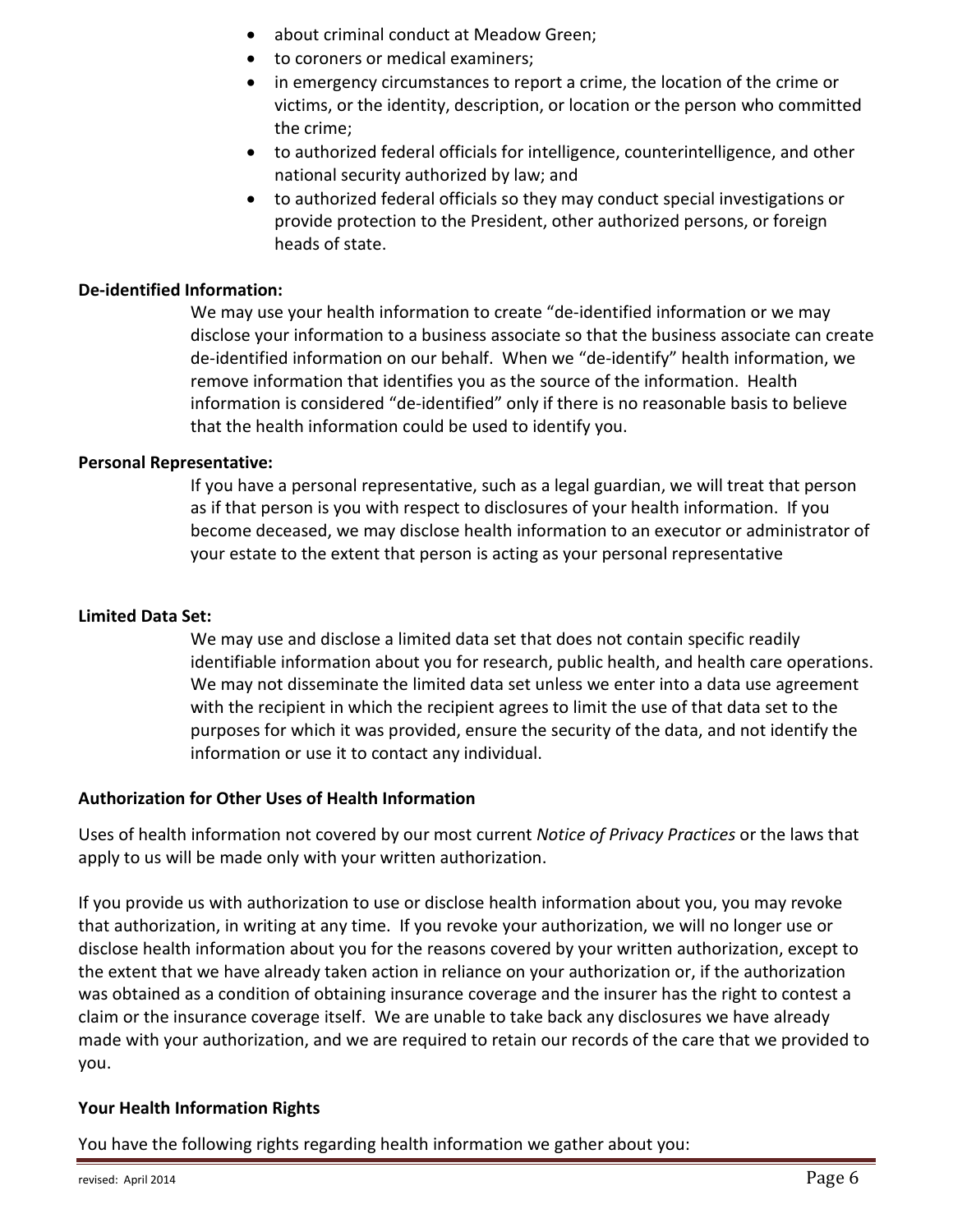- about criminal conduct at Meadow Green;
- to coroners or medical examiners;
- in emergency circumstances to report a crime, the location of the crime or victims, or the identity, description, or location or the person who committed the crime;
- to authorized federal officials for intelligence, counterintelligence, and other national security authorized by law; and
- to authorized federal officials so they may conduct special investigations or provide protection to the President, other authorized persons, or foreign heads of state.

**De-identified Information:**

We may use your health information to create "de-identified information or we may disclose your information to a business associate so that the business associate can create de-identified information on our behalf. When we "de-identify" health information, we remove information that identifies you as the source of the information. Health information is considered "de-identified" only if there is no reasonable basis to believe that the health information could be used to identify you.

**Personal Representative:**

If you have a personal representative, such as a legal guardian, we will treat that person as if that person is you with respect to disclosures of your health information. If you become deceased, we may disclose health information to an executor or administrator of your estate to the extent that person is acting as your personal representative

**Limited Data Set:**

We may use and disclose a limited data set that does not contain specific readily identifiable information about you for research, public health, and health care operations. We may not disseminate the limited data set unless we enter into a data use agreement with the recipient in which the recipient agrees to limit the use of that data set to the purposes for which it was provided, ensure the security of the data, and not identify the information or use it to contact any individual.

**Authorization for Other Uses of Health Information**

Uses of health information not covered by our most current *Notice of Privacy Practices* or the laws that apply to us will be made only with your written authorization.

If you provide us with authorization to use or disclose health information about you, you may revoke that authorization, in writing at any time. If you revoke your authorization, we will no longer use or disclose health information about you for the reasons covered by your written authorization, except to the extent that we have already taken action in reliance on your authorization or, if the authorization was obtained as a condition of obtaining insurance coverage and the insurer has the right to contest a claim or the insurance coverage itself. We are unable to take back any disclosures we have already made with your authorization, and we are required to retain our records of the care that we provided to you.

**Your Health Information Rights**

You have the following rights regarding health information we gather about you: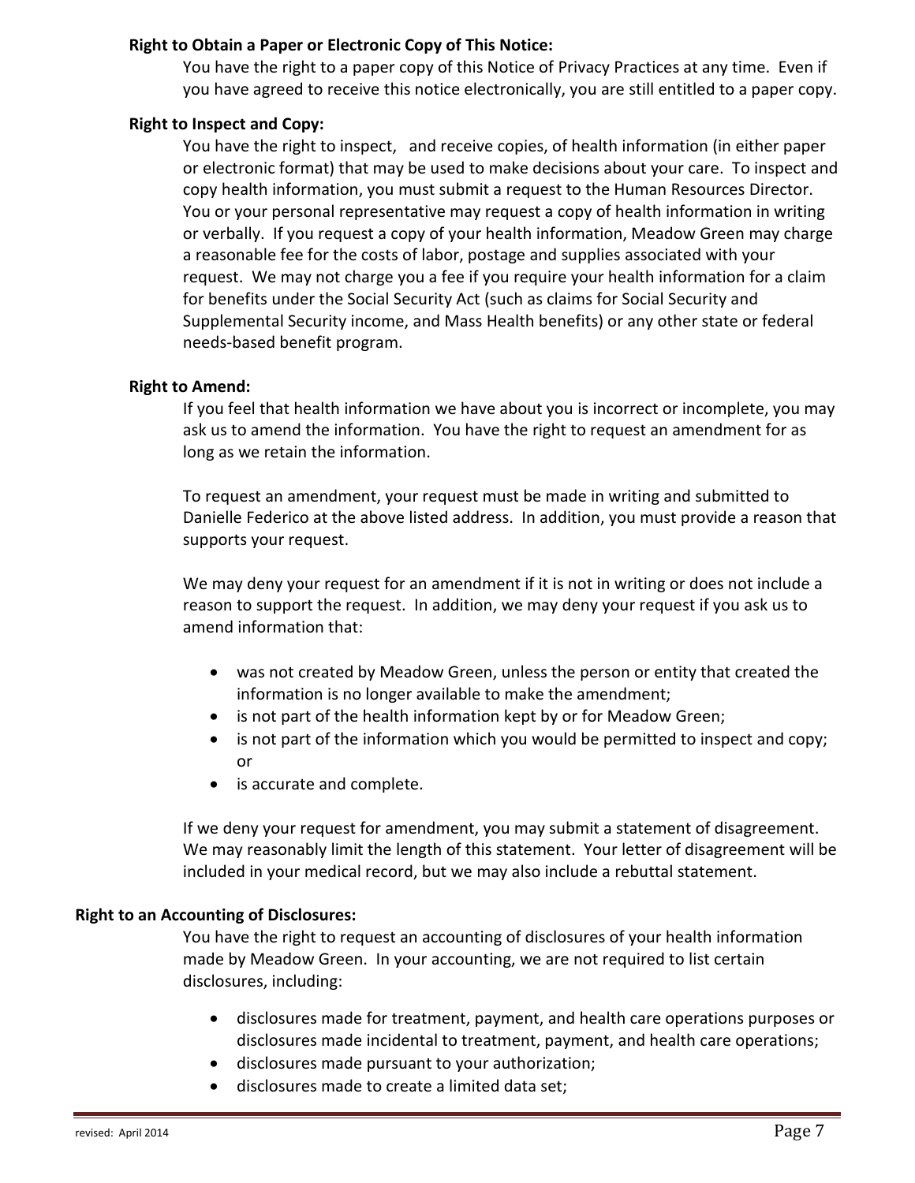**Right to Obtain a Paper or Electronic Copy of This Notice:**

You have the right to a paper copy of this Notice of Privacy Practices at any time. Even if you have agreed to receive this notice electronically, you are still entitled to a paper copy.

**Right to Inspect and Copy:**

You have the right to inspect, and receive copies, of health information (in either paper or electronic format) that may be used to make decisions about your care. To inspect and copy health information, you must submit a request to the Human Resources Director. You or your personal representative may request a copy of health information in writing or verbally. If you request a copy of your health information, Meadow Green may charge a reasonable fee for the costs of labor, postage and supplies associated with your request. We may not charge you a fee if you require your health information for a claim for benefits under the Social Security Act (such as claims for Social Security and Supplemental Security income, and Mass Health benefits) or any other state or federal needs-based benefit program.

**Right to Amend:**

If you feel that health information we have about you is incorrect or incomplete, you may ask us to amend the information. You have the right to request an amendment for as long as we retain the information.

To request an amendment, your request must be made in writing and submitted to Danielle Federico at the above listed address. In addition, you must provide a reason that supports your request.

We may deny your request for an amendment if it is not in writing or does not include a reason to support the request. In addition, we may deny your request if you ask us to amend information that:

- was not created by Meadow Green, unless the person or entity that created the information is no longer available to make the amendment;
- is not part of the health information kept by or for Meadow Green;
- is not part of the information which you would be permitted to inspect and copy; or
- is accurate and complete.

If we deny your request for amendment, you may submit a statement of disagreement. We may reasonably limit the length of this statement. Your letter of disagreement will be included in your medical record, but we may also include a rebuttal statement.

**Right to an Accounting of Disclosures:**

You have the right to request an accounting of disclosures of your health information made by Meadow Green. In your accounting, we are not required to list certain disclosures, including:

- disclosures made for treatment, payment, and health care operations purposes or disclosures made incidental to treatment, payment, and health care operations;
- disclosures made pursuant to your authorization;
- disclosures made to create a limited data set;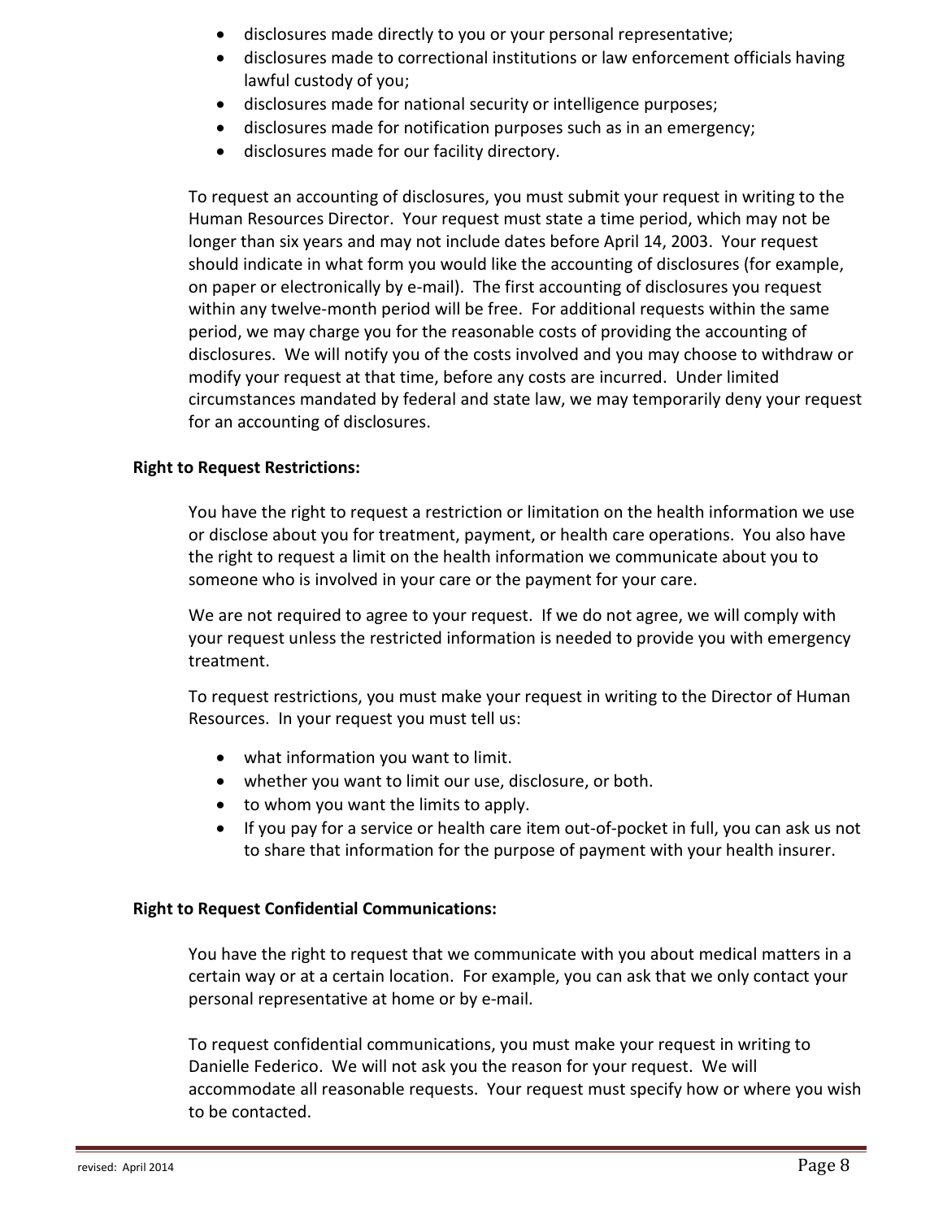- disclosures made directly to you or your personal representative;
- disclosures made to correctional institutions or law enforcement officials having lawful custody of you;
- disclosures made for national security or intelligence purposes;
- disclosures made for notification purposes such as in an emergency;
- disclosures made for our facility directory.

To request an accounting of disclosures, you must submit your request in writing to the Human Resources Director. Your request must state a time period, which may not be longer than six years and may not include dates before April 14, 2003. Your request should indicate in what form you would like the accounting of disclosures (for example, on paper or electronically by e-mail). The first accounting of disclosures you request within any twelve-month period will be free. For additional requests within the same period, we may charge you for the reasonable costs of providing the accounting of disclosures. We will notify you of the costs involved and you may choose to withdraw or modify your request at that time, before any costs are incurred. Under limited circumstances mandated by federal and state law, we may temporarily deny your request for an accounting of disclosures.

**Right to Request Restrictions:**

You have the right to request a restriction or limitation on the health information we use or disclose about you for treatment, payment, or health care operations. You also have the right to request a limit on the health information we communicate about you to someone who is involved in your care or the payment for your care.

We are not required to agree to your request. If we do not agree, we will comply with your request unless the restricted information is needed to provide you with emergency treatment.

To request restrictions, you must make your request in writing to the Director of Human Resources. In your request you must tell us:

- what information you want to limit.
- whether you want to limit our use, disclosure, or both.
- to whom you want the limits to apply.
- If you pay for a service or health care item out-of-pocket in full, you can ask us not to share that information for the purpose of payment with your health insurer.

**Right to Request Confidential Communications:**

You have the right to request that we communicate with you about medical matters in a certain way or at a certain location. For example, you can ask that we only contact your personal representative at home or by e-mail.

To request confidential communications, you must make your request in writing to Danielle Federico. We will not ask you the reason for your request. We will accommodate all reasonable requests. Your request must specify how or where you wish to be contacted.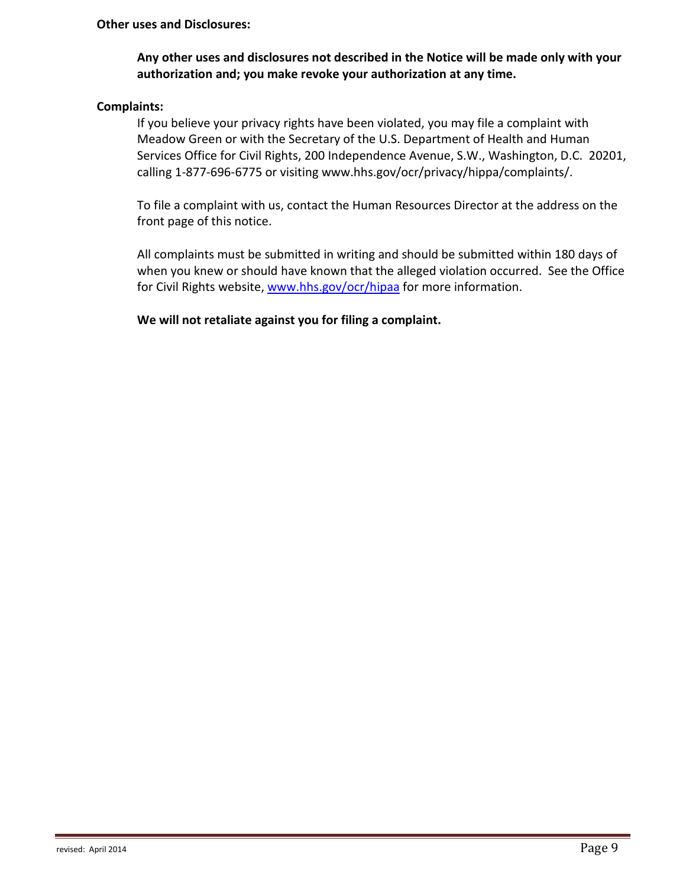**Other uses and Disclosures:**

**Any other uses and disclosures not described in the Notice will be made only with your authorization and; you make revoke your authorization at any time.**

**Complaints:**

If you believe your privacy rights have been violated, you may file a complaint with Meadow Green or with the Secretary of the U.S. Department of Health and Human Services Office for Civil Rights, 200 Independence Avenue, S.W., Washington, D.C. 20201, calling 1-877-696-6775 or visiting www.hhs.gov/ocr/privacy/hippa/complaints/.

To file a complaint with us, contact the Human Resources Director at the address on the front page of this notice.

All complaints must be submitted in writing and should be submitted within 180 days of when you knew or should have known that the alleged violation occurred. See the Office for Civil Rights website, [www.hhs.gov/ocr/hipaa](http://www.hhs.gov/ocr/hipaa) for more information.

**We will not retaliate against you for filing a complaint.**

revised: April 2014